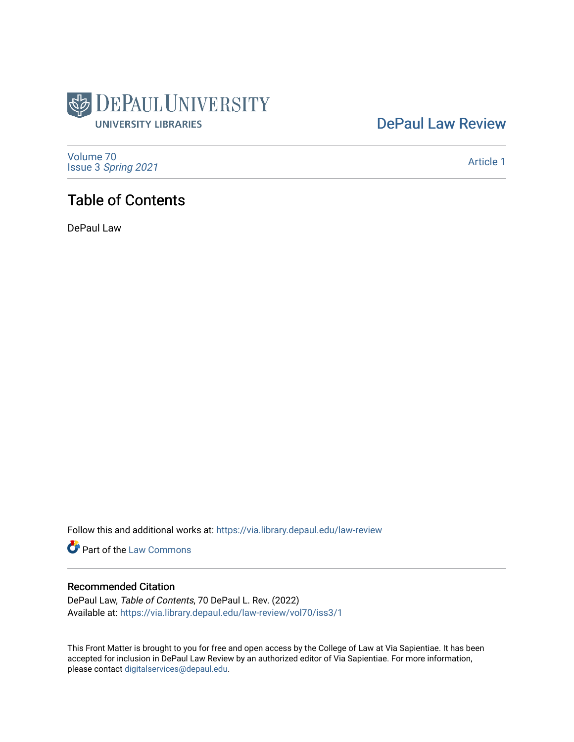DePaul University
UNIVERSITY LIBRARIES

DePaul Law Review

Volume 70
Issue 3 *Spring 2021*

Article 1

# Table of Contents

DePaul Law

Follow this and additional works at: https://via.library.depaul.edu/law-review

Part of the Law Commons

## Recommended Citation

DePaul Law, *Table of Contents*, 70 DePaul L. Rev. (2022)
Available at: https://via.library.depaul.edu/law-review/vol70/iss3/1

This Front Matter is brought to you for free and open access by the College of Law at Via Sapientiae. It has been accepted for inclusion in DePaul Law Review by an authorized editor of Via Sapientiae. For more information, please contact digitalservices@depaul.edu.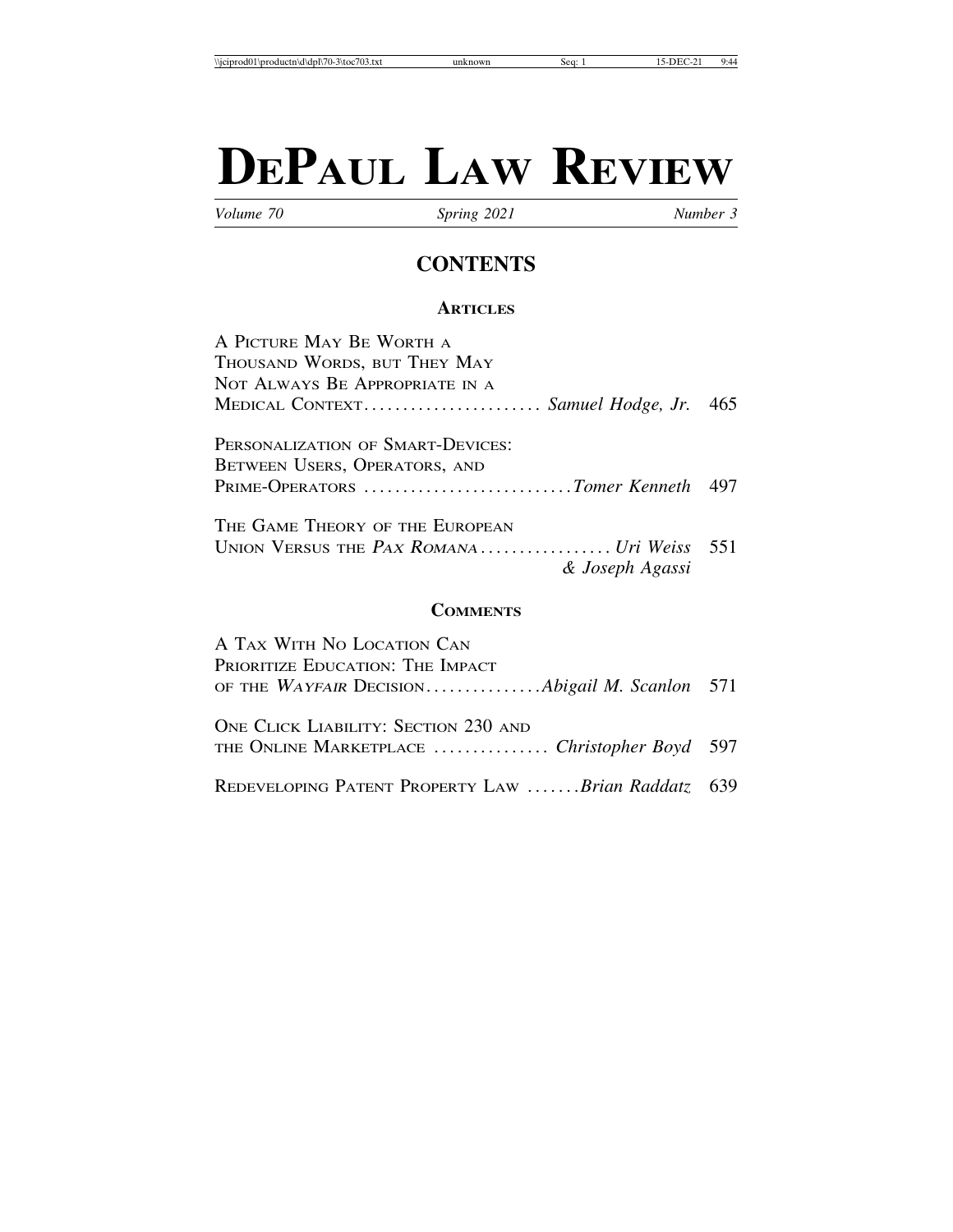# DePaul Law Review

*Volume 70* | *Spring 2021* | *Number 3*

## CONTENTS

### Articles

A Picture May Be Worth a Thousand Words, but They May Not Always Be Appropriate in a Medical Context ....................... *Samuel Hodge, Jr.* 465

Personalization of Smart-Devices: Between Users, Operators, and Prime-Operators ........................... *Tomer Kenneth* 497

The Game Theory of the European Union Versus the *Pax Romana* ................. *Uri Weiss & Joseph Agassi* 551

### Comments

A Tax With No Location Can Prioritize Education: The Impact of the *Wayfair* Decision ............... *Abigail M. Scanlon* 571

One Click Liability: Section 230 and the Online Marketplace ............... *Christopher Boyd* 597

Redeveloping Patent Property Law ....... *Brian Raddatz* 639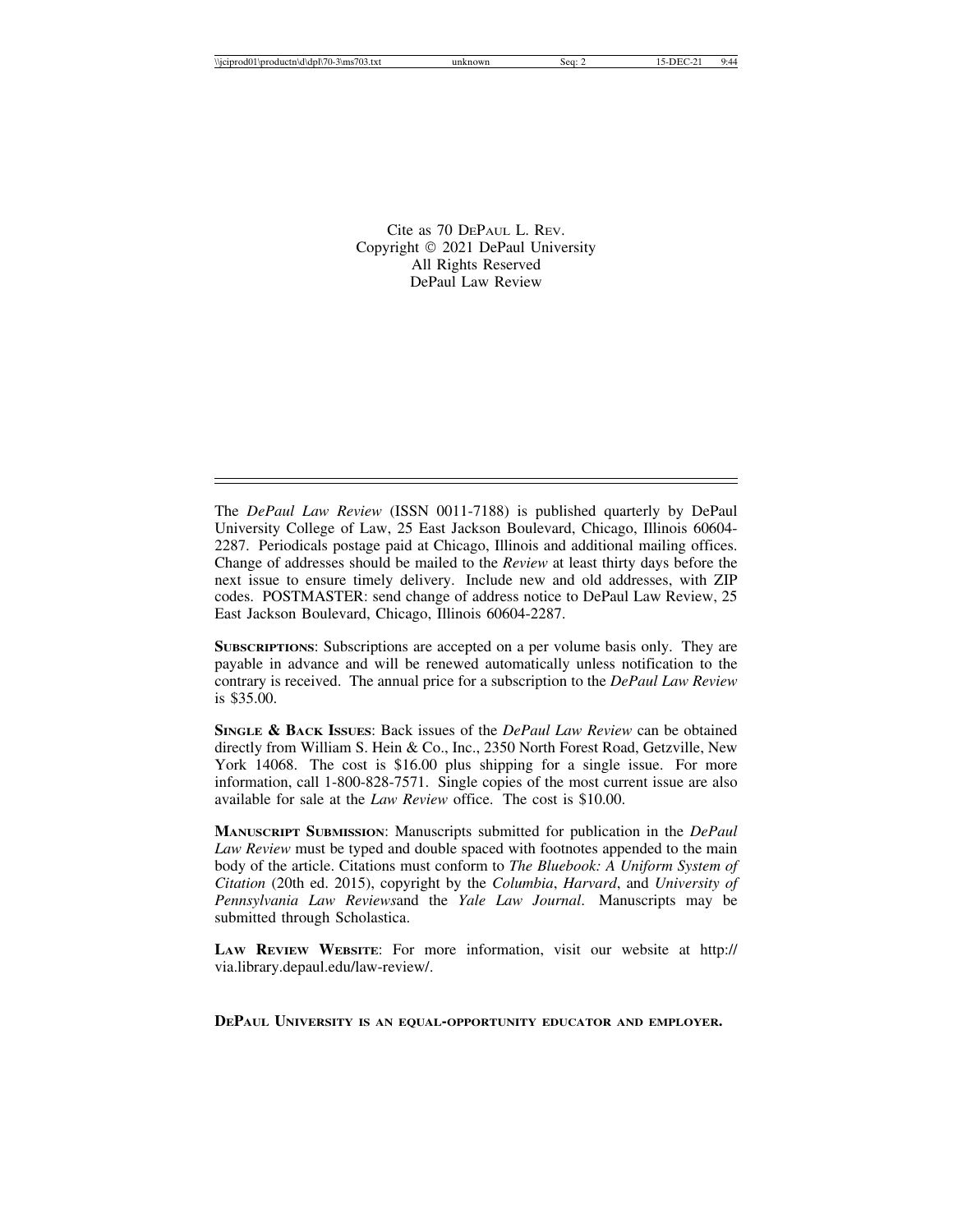Cite as 70 DePaul L. Rev.
Copyright © 2021 DePaul University
All Rights Reserved
DePaul Law Review

---

The *DePaul Law Review* (ISSN 0011-7188) is published quarterly by DePaul University College of Law, 25 East Jackson Boulevard, Chicago, Illinois 60604-2287. Periodicals postage paid at Chicago, Illinois and additional mailing offices. Change of addresses should be mailed to the *Review* at least thirty days before the next issue to ensure timely delivery. Include new and old addresses, with ZIP codes. POSTMASTER: send change of address notice to DePaul Law Review, 25 East Jackson Boulevard, Chicago, Illinois 60604-2287.

**Subscriptions**: Subscriptions are accepted on a per volume basis only. They are payable in advance and will be renewed automatically unless notification to the contrary is received. The annual price for a subscription to the *DePaul Law Review* is $35.00.

**Single & Back Issues**: Back issues of the *DePaul Law Review* can be obtained directly from William S. Hein & Co., Inc., 2350 North Forest Road, Getzville, New York 14068. The cost is $16.00 plus shipping for a single issue. For more information, call 1-800-828-7571. Single copies of the most current issue are also available for sale at the *Law Review* office. The cost is $10.00.

**Manuscript Submission**: Manuscripts submitted for publication in the *DePaul Law Review* must be typed and double spaced with footnotes appended to the main body of the article. Citations must conform to *The Bluebook: A Uniform System of Citation* (20th ed. 2015), copyright by the *Columbia*, *Harvard*, and *University of Pennsylvania Law Reviews*and the *Yale Law Journal*. Manuscripts may be submitted through Scholastica.

**Law Review Website**: For more information, visit our website at http://via.library.depaul.edu/law-review/.

**DePaul University is an equal-opportunity educator and employer.**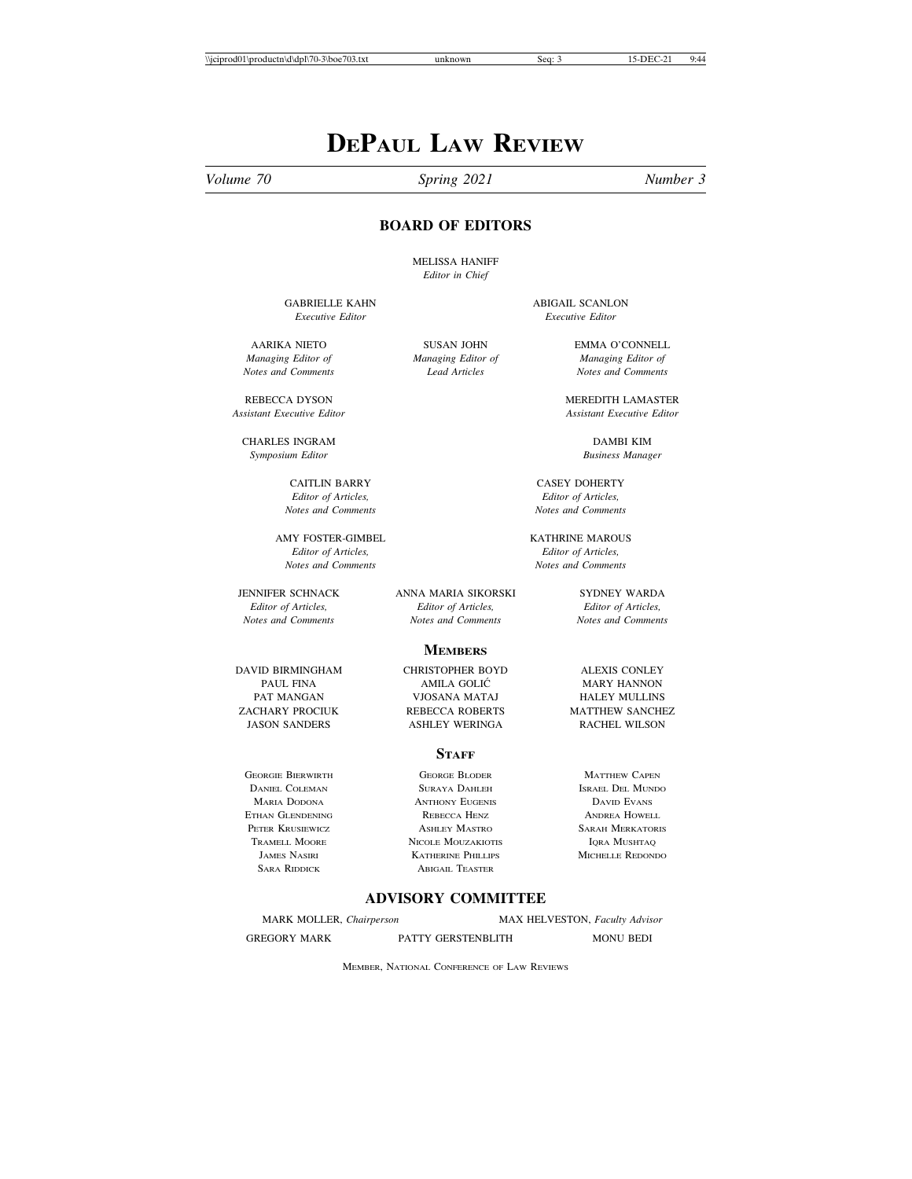# DEPAUL LAW REVIEW

*Volume 70* *Spring 2021* *Number 3*

## BOARD OF EDITORS

MELISSA HANIFF
*Editor in Chief*

GABRIELLE KAHN
*Executive Editor*

ABIGAIL SCANLON
*Executive Editor*

AARIKA NIETO
*Managing Editor of Notes and Comments*

SUSAN JOHN
*Managing Editor of Lead Articles*

EMMA O'CONNELL
*Managing Editor of Notes and Comments*

REBECCA DYSON
*Assistant Executive Editor*

MEREDITH LAMASTER
*Assistant Executive Editor*

CHARLES INGRAM
*Symposium Editor*

DAMBI KIM
*Business Manager*

CAITLIN BARRY
*Editor of Articles, Notes and Comments*

CASEY DOHERTY
*Editor of Articles, Notes and Comments*

AMY FOSTER-GIMBEL
*Editor of Articles, Notes and Comments*

KATHRINE MAROUS
*Editor of Articles, Notes and Comments*

JENNIFER SCHNACK
*Editor of Articles, Notes and Comments*

ANNA MARIA SIKORSKI
*Editor of Articles, Notes and Comments*

SYDNEY WARDA
*Editor of Articles, Notes and Comments*

### MEMBERS

DAVID BIRMINGHAM
CHRISTOPHER BOYD
ALEXIS CONLEY
PAUL FINA
AMILA GOLIĆ
MARY HANNON
PAT MANGAN
VJOSANA MATAJ
HALEY MULLINS
ZACHARY PROCIUK
REBECCA ROBERTS
MATTHEW SANCHEZ
JASON SANDERS
ASHLEY WERINGA
RACHEL WILSON

### STAFF

GEORGIE BIERWIRTH
GEORGE BLODER
MATTHEW CAPEN
DANIEL COLEMAN
SURAYA DAHLEH
ISRAEL DEL MUNDO
MARIA DODONA
ANTHONY EUGENIS
DAVID EVANS
ETHAN GLENDENING
REBECCA HENZ
ANDREA HOWELL
PETER KRUSIEWICZ
ASHLEY MASTRO
SARAH MERKATORIS
TRAMELL MOORE
NICOLE MOUZAKIOTIS
IQRA MUSHTAQ
JAMES NASIRI
KATHERINE PHILLIPS
MICHELLE REDONDO
SARA RIDDICK
ABIGAIL TEASTER

## ADVISORY COMMITTEE

MARK MOLLER, *Chairperson*
MAX HELVESTON, *Faculty Advisor*

GREGORY MARK
PATTY GERSTENBLITH
MONU BEDI

MEMBER, NATIONAL CONFERENCE OF LAW REVIEWS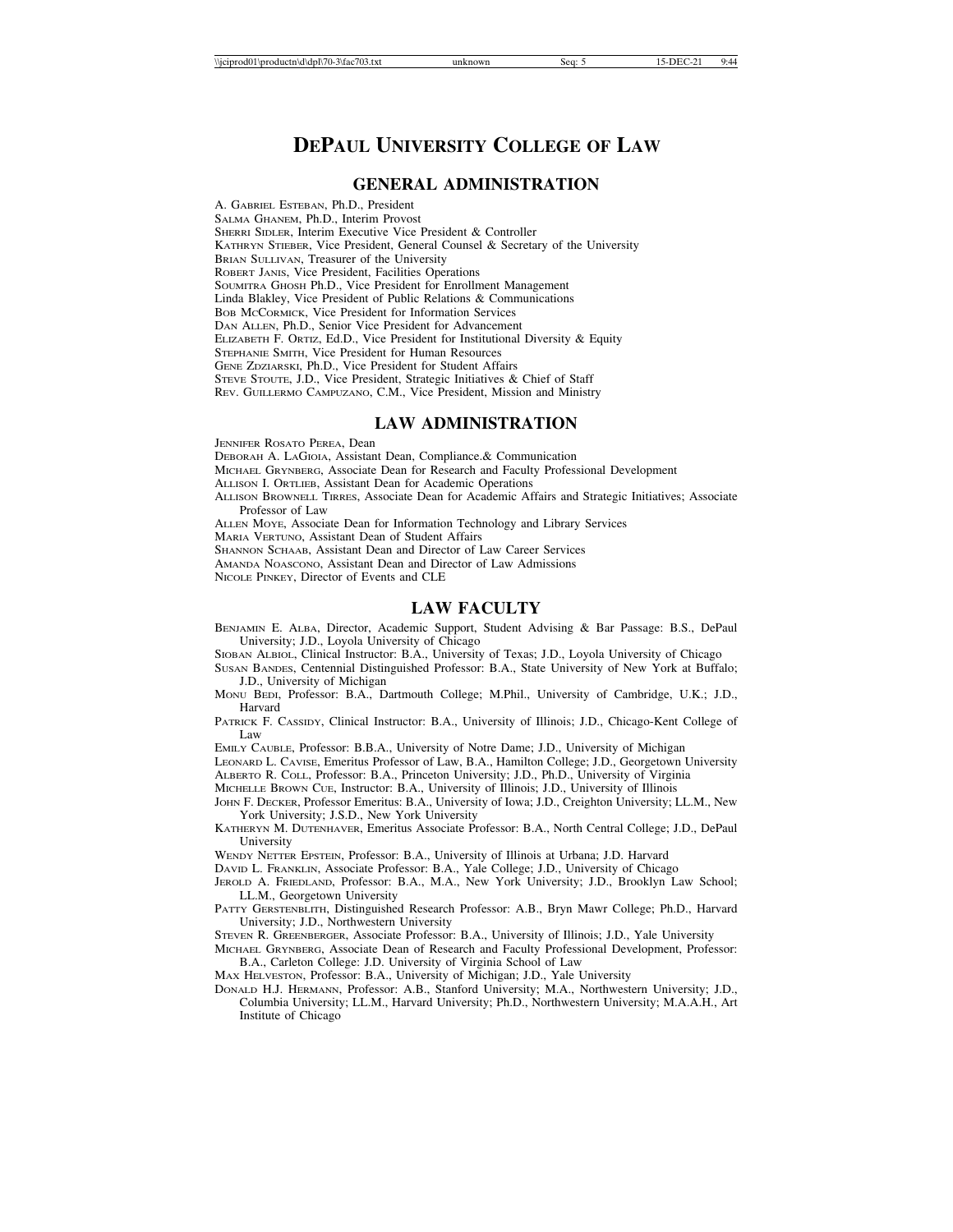# DEPAUL UNIVERSITY COLLEGE OF LAW

## GENERAL ADMINISTRATION

A. GABRIEL ESTEBAN, Ph.D., President
SALMA GHANEM, Ph.D., Interim Provost
SHERRI SIDLER, Interim Executive Vice President & Controller
KATHRYN STIEBER, Vice President, General Counsel & Secretary of the University
BRIAN SULLIVAN, Treasurer of the University
ROBERT JANIS, Vice President, Facilities Operations
SOUMITRA GHOSH Ph.D., Vice President for Enrollment Management
Linda Blakley, Vice President of Public Relations & Communications
BOB MCCORMICK, Vice President for Information Services
DAN ALLEN, Ph.D., Senior Vice President for Advancement
ELIZABETH F. ORTIZ, Ed.D., Vice President for Institutional Diversity & Equity
STEPHANIE SMITH, Vice President for Human Resources
GENE ZDZIARSKI, Ph.D., Vice President for Student Affairs
STEVE STOUTE, J.D., Vice President, Strategic Initiatives & Chief of Staff
REV. GUILLERMO CAMPUZANO, C.M., Vice President, Mission and Ministry

## LAW ADMINISTRATION

JENNIFER ROSATO PEREA, Dean
DEBORAH A. LAGIOIA, Assistant Dean, Compliance.& Communication
MICHAEL GRYNBERG, Associate Dean for Research and Faculty Professional Development
ALLISON I. ORTLIEB, Assistant Dean for Academic Operations
ALLISON BROWNELL TIRRES, Associate Dean for Academic Affairs and Strategic Initiatives; Associate Professor of Law
ALLEN MOYE, Associate Dean for Information Technology and Library Services
MARIA VERTUNO, Assistant Dean of Student Affairs
SHANNON SCHAAB, Assistant Dean and Director of Law Career Services
AMANDA NOASCONO, Assistant Dean and Director of Law Admissions
NICOLE PINKEY, Director of Events and CLE

## LAW FACULTY

BENJAMIN E. ALBA, Director, Academic Support, Student Advising & Bar Passage: B.S., DePaul University; J.D., Loyola University of Chicago
SIOBAN ALBIOL, Clinical Instructor: B.A., University of Texas; J.D., Loyola University of Chicago
SUSAN BANDES, Centennial Distinguished Professor: B.A., State University of New York at Buffalo; J.D., University of Michigan
MONU BEDI, Professor: B.A., Dartmouth College; M.Phil., University of Cambridge, U.K.; J.D., Harvard
PATRICK F. CASSIDY, Clinical Instructor: B.A., University of Illinois; J.D., Chicago-Kent College of Law
EMILY CAUBLE, Professor: B.B.A., University of Notre Dame; J.D., University of Michigan
LEONARD L. CAVISE, Emeritus Professor of Law, B.A., Hamilton College; J.D., Georgetown University
ALBERTO R. COLL, Professor: B.A., Princeton University; J.D., Ph.D., University of Virginia
MICHELLE BROWN CUE, Instructor: B.A., University of Illinois; J.D., University of Illinois
JOHN F. DECKER, Professor Emeritus: B.A., University of Iowa; J.D., Creighton University; LL.M., New York University; J.S.D., New York University
KATHERYN M. DUTENHAVER, Emeritus Associate Professor: B.A., North Central College; J.D., DePaul University
WENDY NETTER EPSTEIN, Professor: B.A., University of Illinois at Urbana; J.D. Harvard
DAVID L. FRANKLIN, Associate Professor: B.A., Yale College; J.D., University of Chicago
JEROLD A. FRIEDLAND, Professor: B.A., M.A., New York University; J.D., Brooklyn Law School; LL.M., Georgetown University
PATTY GERSTENBLITH, Distinguished Research Professor: A.B., Bryn Mawr College; Ph.D., Harvard University; J.D., Northwestern University
STEVEN R. GREENBERGER, Associate Professor: B.A., University of Illinois; J.D., Yale University
MICHAEL GRYNBERG, Associate Dean of Research and Faculty Professional Development, Professor: B.A., Carleton College: J.D. University of Virginia School of Law
MAX HELVESTON, Professor: B.A., University of Michigan; J.D., Yale University
DONALD H.J. HERMANN, Professor: A.B., Stanford University; M.A., Northwestern University; J.D., Columbia University; LL.M., Harvard University; Ph.D., Northwestern University; M.A.A.H., Art Institute of Chicago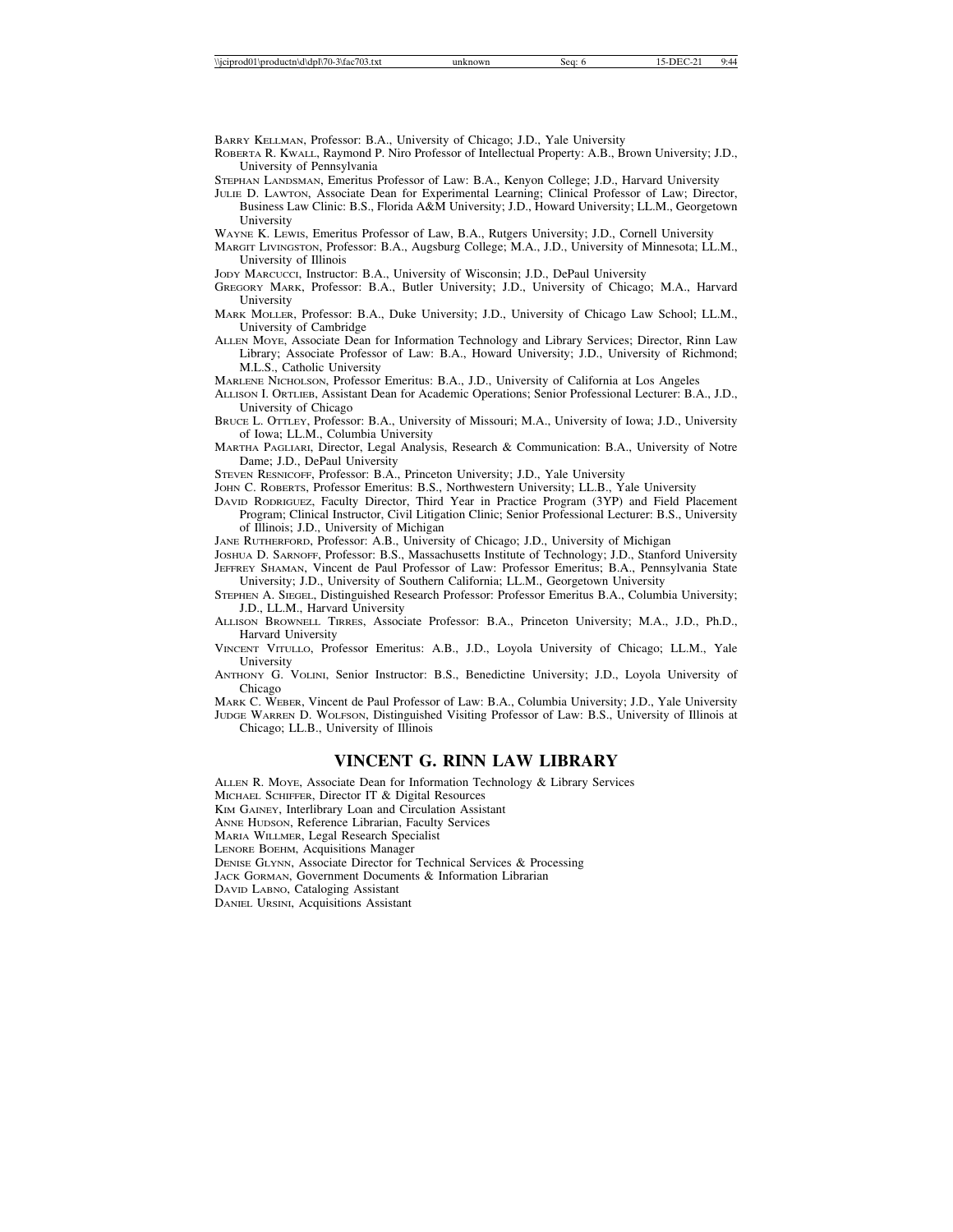Barry Kellman, Professor: B.A., University of Chicago; J.D., Yale University

Roberta R. Kwall, Raymond P. Niro Professor of Intellectual Property: A.B., Brown University; J.D., University of Pennsylvania

Stephan Landsman, Emeritus Professor of Law: B.A., Kenyon College; J.D., Harvard University

Julie D. Lawton, Associate Dean for Experimental Learning; Clinical Professor of Law; Director, Business Law Clinic: B.S., Florida A&M University; J.D., Howard University; LL.M., Georgetown University

Wayne K. Lewis, Emeritus Professor of Law, B.A., Rutgers University; J.D., Cornell University

Margit Livingston, Professor: B.A., Augsburg College; M.A., J.D., University of Minnesota; LL.M., University of Illinois

Jody Marcucci, Instructor: B.A., University of Wisconsin; J.D., DePaul University

Gregory Mark, Professor: B.A., Butler University; J.D., University of Chicago; M.A., Harvard University

Mark Moller, Professor: B.A., Duke University; J.D., University of Chicago Law School; LL.M., University of Cambridge

Allen Moye, Associate Dean for Information Technology and Library Services; Director, Rinn Law Library; Associate Professor of Law: B.A., Howard University; J.D., University of Richmond; M.L.S., Catholic University

Marlene Nicholson, Professor Emeritus: B.A., J.D., University of California at Los Angeles

Allison I. Ortlieb, Assistant Dean for Academic Operations; Senior Professional Lecturer: B.A., J.D., University of Chicago

Bruce L. Ottley, Professor: B.A., University of Missouri; M.A., University of Iowa; J.D., University of Iowa; LL.M., Columbia University

Martha Pagliari, Director, Legal Analysis, Research & Communication: B.A., University of Notre Dame; J.D., DePaul University

Steven Resnicoff, Professor: B.A., Princeton University; J.D., Yale University

John C. Roberts, Professor Emeritus: B.S., Northwestern University; LL.B., Yale University

David Rodriguez, Faculty Director, Third Year in Practice Program (3YP) and Field Placement Program; Clinical Instructor, Civil Litigation Clinic; Senior Professional Lecturer: B.S., University of Illinois; J.D., University of Michigan

Jane Rutherford, Professor: A.B., University of Chicago; J.D., University of Michigan

Joshua D. Sarnoff, Professor: B.S., Massachusetts Institute of Technology; J.D., Stanford University

Jeffrey Shaman, Vincent de Paul Professor of Law: Professor Emeritus; B.A., Pennsylvania State University; J.D., University of Southern California; LL.M., Georgetown University

Stephen A. Siegel, Distinguished Research Professor: Professor Emeritus B.A., Columbia University; J.D., LL.M., Harvard University

Allison Brownell Tirres, Associate Professor: B.A., Princeton University; M.A., J.D., Ph.D., Harvard University

Vincent Vitullo, Professor Emeritus: A.B., J.D., Loyola University of Chicago; LL.M., Yale University

Anthony G. Volini, Senior Instructor: B.S., Benedictine University; J.D., Loyola University of Chicago

Mark C. Weber, Vincent de Paul Professor of Law: B.A., Columbia University; J.D., Yale University

Judge Warren D. Wolfson, Distinguished Visiting Professor of Law: B.S., University of Illinois at Chicago; LL.B., University of Illinois

## VINCENT G. RINN LAW LIBRARY

Allen R. Moye, Associate Dean for Information Technology & Library Services

Michael Schiffer, Director IT & Digital Resources

Kim Gainey, Interlibrary Loan and Circulation Assistant

Anne Hudson, Reference Librarian, Faculty Services

Maria Willmer, Legal Research Specialist

Lenore Boehm, Acquisitions Manager

Denise Glynn, Associate Director for Technical Services & Processing

Jack Gorman, Government Documents & Information Librarian

David Labno, Cataloging Assistant

Daniel Ursini, Acquisitions Assistant